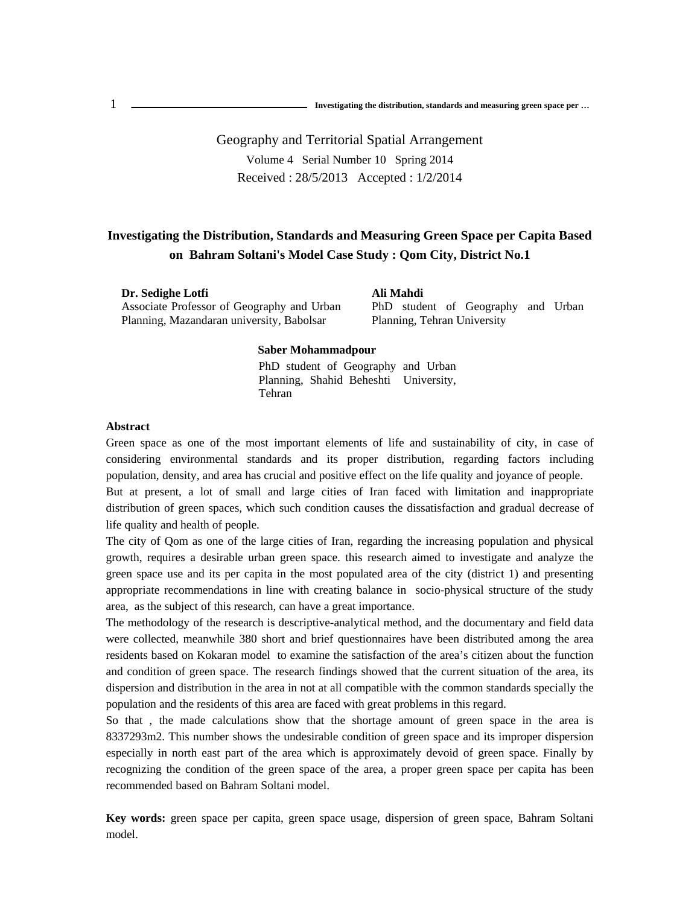Geography and Territorial Spatial Arrangement

Volume 4 Serial Number 10 Spring 2014

Received : 28/5/2013 Accepted : 1/2/2014

# Investigating the Distribution, Standards and Measuring Green Space per Capita Based on Bahram Soltani's Model Case Study : Qom City, District No.1

**Dr. Sedighe Lotfi**
Associate Professor of Geography and Urban Planning, Mazandaran university, Babolsar

**Ali Mahdi**
PhD student of Geography and Urban Planning, Tehran University

**Saber Mohammadpour**
PhD student of Geography and Urban Planning, Shahid Beheshti University, Tehran

## Abstract

Green space as one of the most important elements of life and sustainability of city, in case of considering environmental standards and its proper distribution, regarding factors including population, density, and area has crucial and positive effect on the life quality and joyance of people.

But at present, a lot of small and large cities of Iran faced with limitation and inappropriate distribution of green spaces, which such condition causes the dissatisfaction and gradual decrease of life quality and health of people.

The city of Qom as one of the large cities of Iran, regarding the increasing population and physical growth, requires a desirable urban green space. this research aimed to investigate and analyze the green space use and its per capita in the most populated area of the city (district 1) and presenting appropriate recommendations in line with creating balance in socio-physical structure of the study area, as the subject of this research, can have a great importance.

The methodology of the research is descriptive-analytical method, and the documentary and field data were collected, meanwhile 380 short and brief questionnaires have been distributed among the area residents based on Kokaran model to examine the satisfaction of the area's citizen about the function and condition of green space. The research findings showed that the current situation of the area, its dispersion and distribution in the area in not at all compatible with the common standards specially the population and the residents of this area are faced with great problems in this regard.

So that , the made calculations show that the shortage amount of green space in the area is 8337293m2. This number shows the undesirable condition of green space and its improper dispersion especially in north east part of the area which is approximately devoid of green space. Finally by recognizing the condition of the green space of the area, a proper green space per capita has been recommended based on Bahram Soltani model.

**Key words:** green space per capita, green space usage, dispersion of green space, Bahram Soltani model.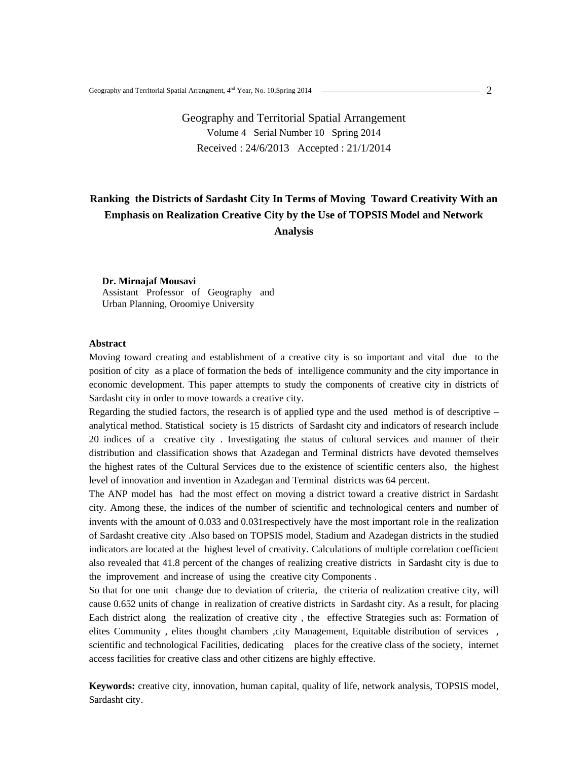Geography and Territorial Spatial Arrangement

Volume 4 Serial Number 10 Spring 2014

Received : 24/6/2013 Accepted : 21/1/2014

# Ranking the Districts of Sardasht City In Terms of Moving Toward Creativity With an Emphasis on Realization Creative City by the Use of TOPSIS Model and Network Analysis

**Dr. Mirnajaf Mousavi**
Assistant Professor of Geography and Urban Planning, Oroomiye University

**Abstract**

Moving toward creating and establishment of a creative city is so important and vital due to the position of city as a place of formation the beds of intelligence community and the city importance in economic development. This paper attempts to study the components of creative city in districts of Sardasht city in order to move towards a creative city.

Regarding the studied factors, the research is of applied type and the used method is of descriptive – analytical method. Statistical society is 15 districts of Sardasht city and indicators of research include 20 indices of a creative city . Investigating the status of cultural services and manner of their distribution and classification shows that Azadegan and Terminal districts have devoted themselves the highest rates of the Cultural Services due to the existence of scientific centers also, the highest level of innovation and invention in Azadegan and Terminal districts was 64 percent.

The ANP model has had the most effect on moving a district toward a creative district in Sardasht city. Among these, the indices of the number of scientific and technological centers and number of invents with the amount of 0.033 and 0.031respectively have the most important role in the realization of Sardasht creative city .Also based on TOPSIS model, Stadium and Azadegan districts in the studied indicators are located at the highest level of creativity. Calculations of multiple correlation coefficient also revealed that 41.8 percent of the changes of realizing creative districts in Sardasht city is due to the improvement and increase of using the creative city Components .

So that for one unit change due to deviation of criteria, the criteria of realization creative city, will cause 0.652 units of change in realization of creative districts in Sardasht city. As a result, for placing Each district along the realization of creative city , the effective Strategies such as: Formation of elites Community , elites thought chambers ,city Management, Equitable distribution of services , scientific and technological Facilities, dedicating places for the creative class of the society, internet access facilities for creative class and other citizens are highly effective.

**Keywords:** creative city, innovation, human capital, quality of life, network analysis, TOPSIS model, Sardasht city.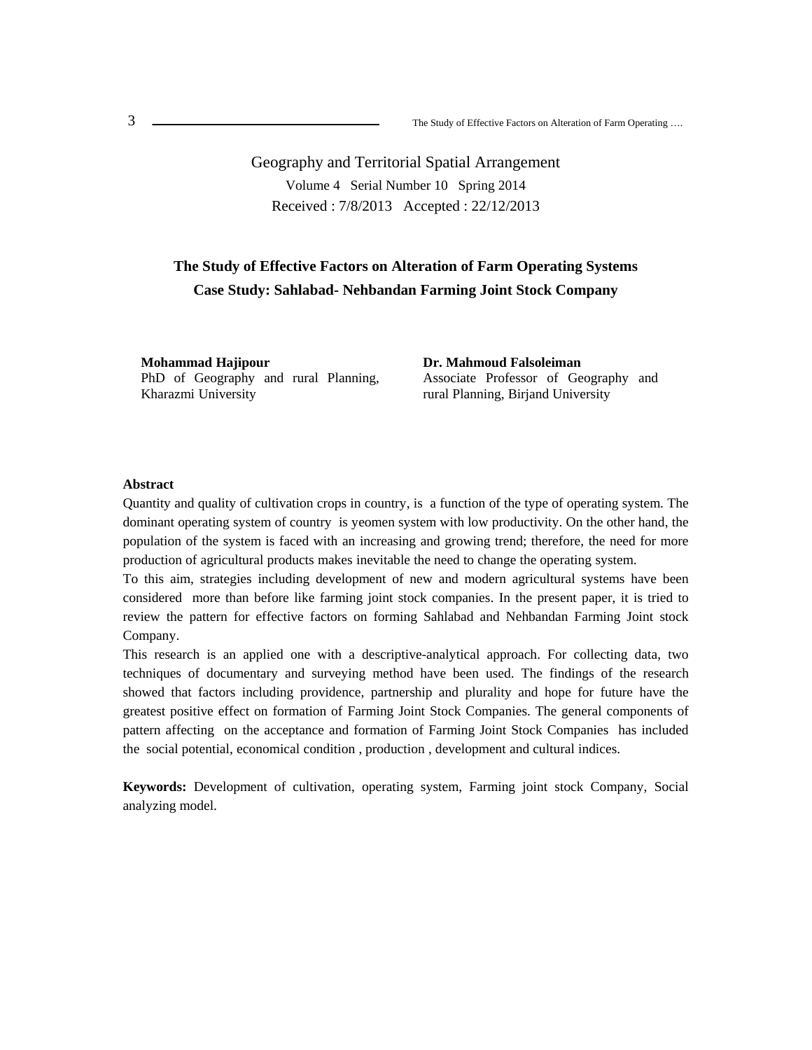Geography and Territorial Spatial Arrangement

Volume 4 Serial Number 10 Spring 2014

Received : 7/8/2013 Accepted : 22/12/2013

# The Study of Effective Factors on Alteration of Farm Operating Systems Case Study: Sahlabad- Nehbandan Farming Joint Stock Company

**Mohammad Hajipour**
PhD of Geography and rural Planning, Kharazmi University

**Dr. Mahmoud Falsoleiman**
Associate Professor of Geography and rural Planning, Birjand University

**Abstract**

Quantity and quality of cultivation crops in country, is a function of the type of operating system. The dominant operating system of country is yeomen system with low productivity. On the other hand, the population of the system is faced with an increasing and growing trend; therefore, the need for more production of agricultural products makes inevitable the need to change the operating system.

To this aim, strategies including development of new and modern agricultural systems have been considered more than before like farming joint stock companies. In the present paper, it is tried to review the pattern for effective factors on forming Sahlabad and Nehbandan Farming Joint stock Company.

This research is an applied one with a descriptive-analytical approach. For collecting data, two techniques of documentary and surveying method have been used. The findings of the research showed that factors including providence, partnership and plurality and hope for future have the greatest positive effect on formation of Farming Joint Stock Companies. The general components of pattern affecting on the acceptance and formation of Farming Joint Stock Companies has included the social potential, economical condition , production , development and cultural indices.

**Keywords:** Development of cultivation, operating system, Farming joint stock Company, Social analyzing model.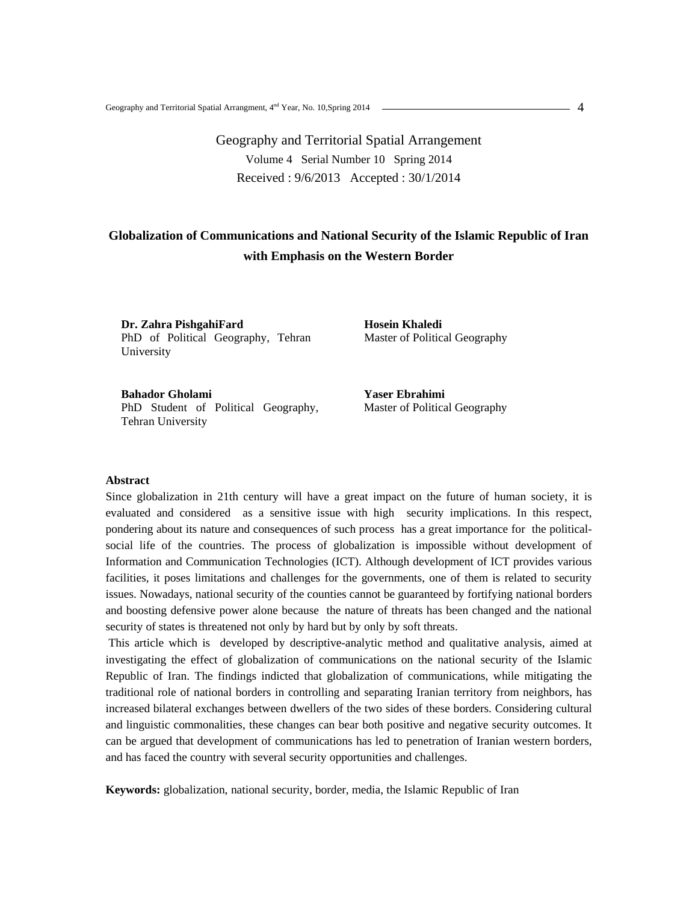Geography and Territorial Spatial Arrangement

Volume 4 Serial Number 10 Spring 2014

Received : 9/6/2013 Accepted : 30/1/2014

# Globalization of Communications and National Security of the Islamic Republic of Iran with Emphasis on the Western Border

**Dr. Zahra PishgahiFard**
PhD of Political Geography, Tehran University

**Hosein Khaledi**
Master of Political Geography

**Bahador Gholami**
PhD Student of Political Geography, Tehran University

**Yaser Ebrahimi**
Master of Political Geography

**Abstract**

Since globalization in 21th century will have a great impact on the future of human society, it is evaluated and considered as a sensitive issue with high security implications. In this respect, pondering about its nature and consequences of such process has a great importance for the political-social life of the countries. The process of globalization is impossible without development of Information and Communication Technologies (ICT). Although development of ICT provides various facilities, it poses limitations and challenges for the governments, one of them is related to security issues. Nowadays, national security of the counties cannot be guaranteed by fortifying national borders and boosting defensive power alone because the nature of threats has been changed and the national security of states is threatened not only by hard but by only by soft threats.

This article which is developed by descriptive-analytic method and qualitative analysis, aimed at investigating the effect of globalization of communications on the national security of the Islamic Republic of Iran. The findings indicted that globalization of communications, while mitigating the traditional role of national borders in controlling and separating Iranian territory from neighbors, has increased bilateral exchanges between dwellers of the two sides of these borders. Considering cultural and linguistic commonalities, these changes can bear both positive and negative security outcomes. It can be argued that development of communications has led to penetration of Iranian western borders, and has faced the country with several security opportunities and challenges.

**Keywords:** globalization, national security, border, media, the Islamic Republic of Iran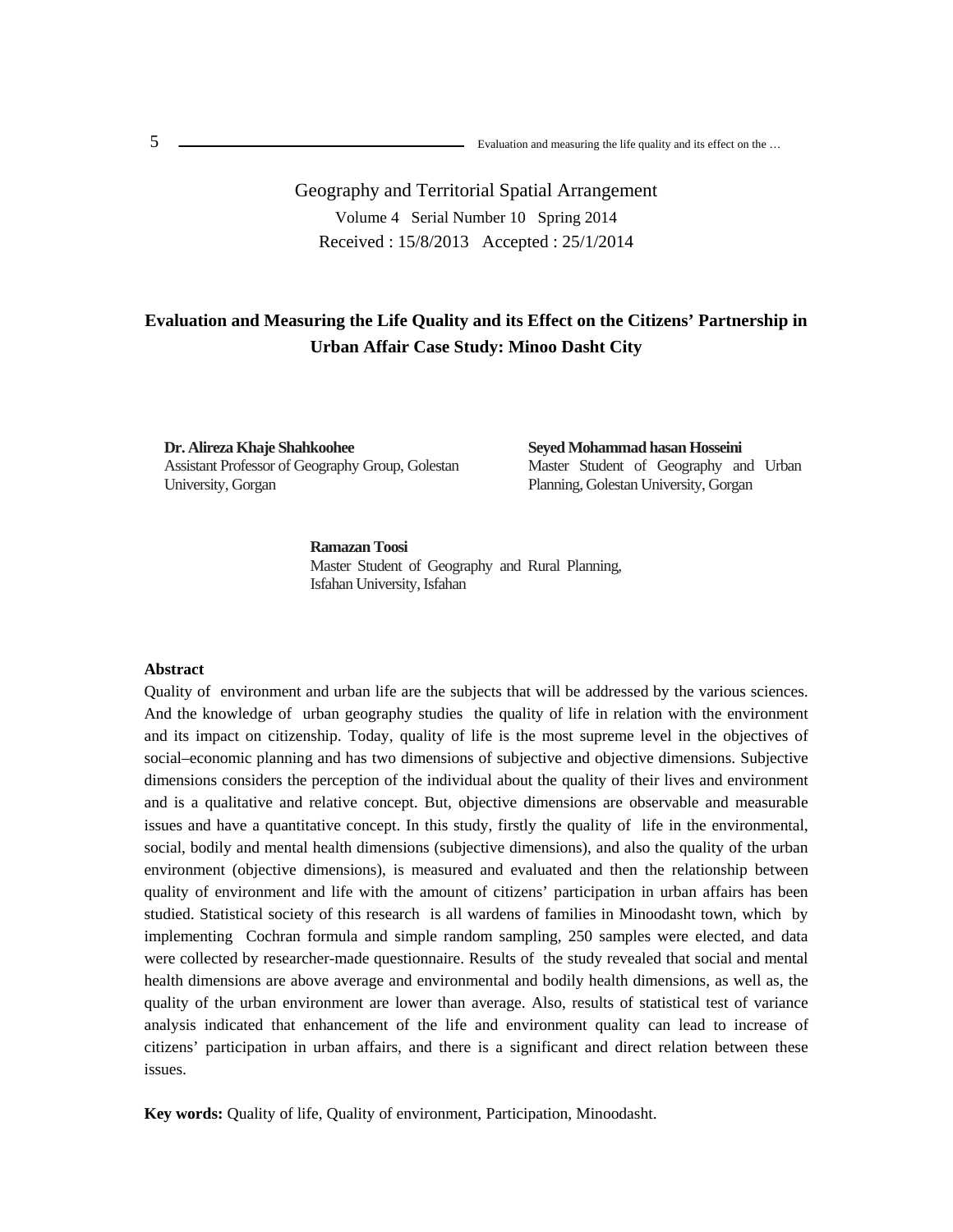Geography and Territorial Spatial Arrangement

Volume 4 Serial Number 10 Spring 2014

Received : 15/8/2013 Accepted : 25/1/2014

# Evaluation and Measuring the Life Quality and its Effect on the Citizens' Partnership in Urban Affair Case Study: Minoo Dasht City

**Dr. Alireza Khaje Shahkoohee**
Assistant Professor of Geography Group, Golestan University, Gorgan

**Seyed Mohammad hasan Hosseini**
Master Student of Geography and Urban Planning, Golestan University, Gorgan

**Ramazan Toosi**
Master Student of Geography and Rural Planning, Isfahan University, Isfahan

**Abstract**

Quality of environment and urban life are the subjects that will be addressed by the various sciences. And the knowledge of urban geography studies the quality of life in relation with the environment and its impact on citizenship. Today, quality of life is the most supreme level in the objectives of social–economic planning and has two dimensions of subjective and objective dimensions. Subjective dimensions considers the perception of the individual about the quality of their lives and environment and is a qualitative and relative concept. But, objective dimensions are observable and measurable issues and have a quantitative concept. In this study, firstly the quality of life in the environmental, social, bodily and mental health dimensions (subjective dimensions), and also the quality of the urban environment (objective dimensions), is measured and evaluated and then the relationship between quality of environment and life with the amount of citizens' participation in urban affairs has been studied. Statistical society of this research is all wardens of families in Minoodasht town, which by implementing Cochran formula and simple random sampling, 250 samples were elected, and data were collected by researcher-made questionnaire. Results of the study revealed that social and mental health dimensions are above average and environmental and bodily health dimensions, as well as, the quality of the urban environment are lower than average. Also, results of statistical test of variance analysis indicated that enhancement of the life and environment quality can lead to increase of citizens' participation in urban affairs, and there is a significant and direct relation between these issues.

**Key words:** Quality of life, Quality of environment, Participation, Minoodasht.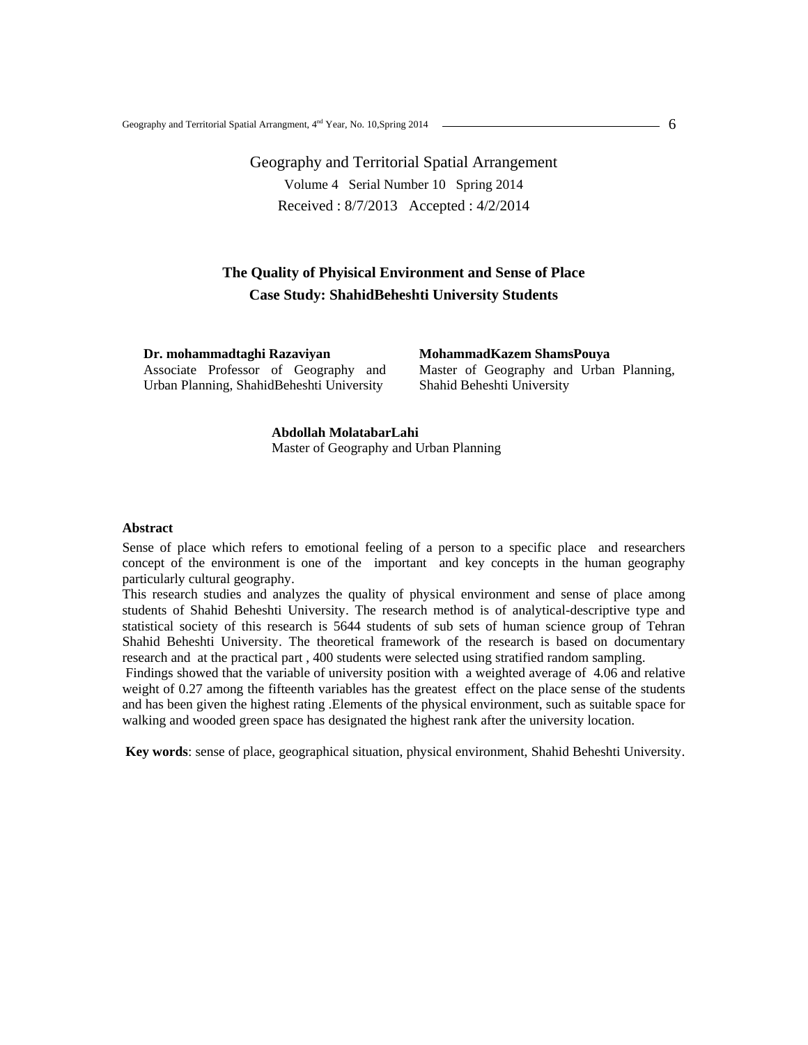Geography and Territorial Spatial Arrangement

Volume 4 Serial Number 10 Spring 2014

Received : 8/7/2013 Accepted : 4/2/2014

# The Quality of Phyisical Environment and Sense of Place
## Case Study: ShahidBeheshti University Students

**Dr. mohammadtaghi Razaviyan**
Associate Professor of Geography and Urban Planning, ShahidBeheshti University

**MohammadKazem ShamsPouya**
Master of Geography and Urban Planning, Shahid Beheshti University

**Abdollah MolatabarLahi**
Master of Geography and Urban Planning

### Abstract

Sense of place which refers to emotional feeling of a person to a specific place and researchers concept of the environment is one of the important and key concepts in the human geography particularly cultural geography.

This research studies and analyzes the quality of physical environment and sense of place among students of Shahid Beheshti University. The research method is of analytical-descriptive type and statistical society of this research is 5644 students of sub sets of human science group of Tehran Shahid Beheshti University. The theoretical framework of the research is based on documentary research and at the practical part , 400 students were selected using stratified random sampling.

Findings showed that the variable of university position with a weighted average of 4.06 and relative weight of 0.27 among the fifteenth variables has the greatest effect on the place sense of the students and has been given the highest rating .Elements of the physical environment, such as suitable space for walking and wooded green space has designated the highest rank after the university location.

**Key words**: sense of place, geographical situation, physical environment, Shahid Beheshti University.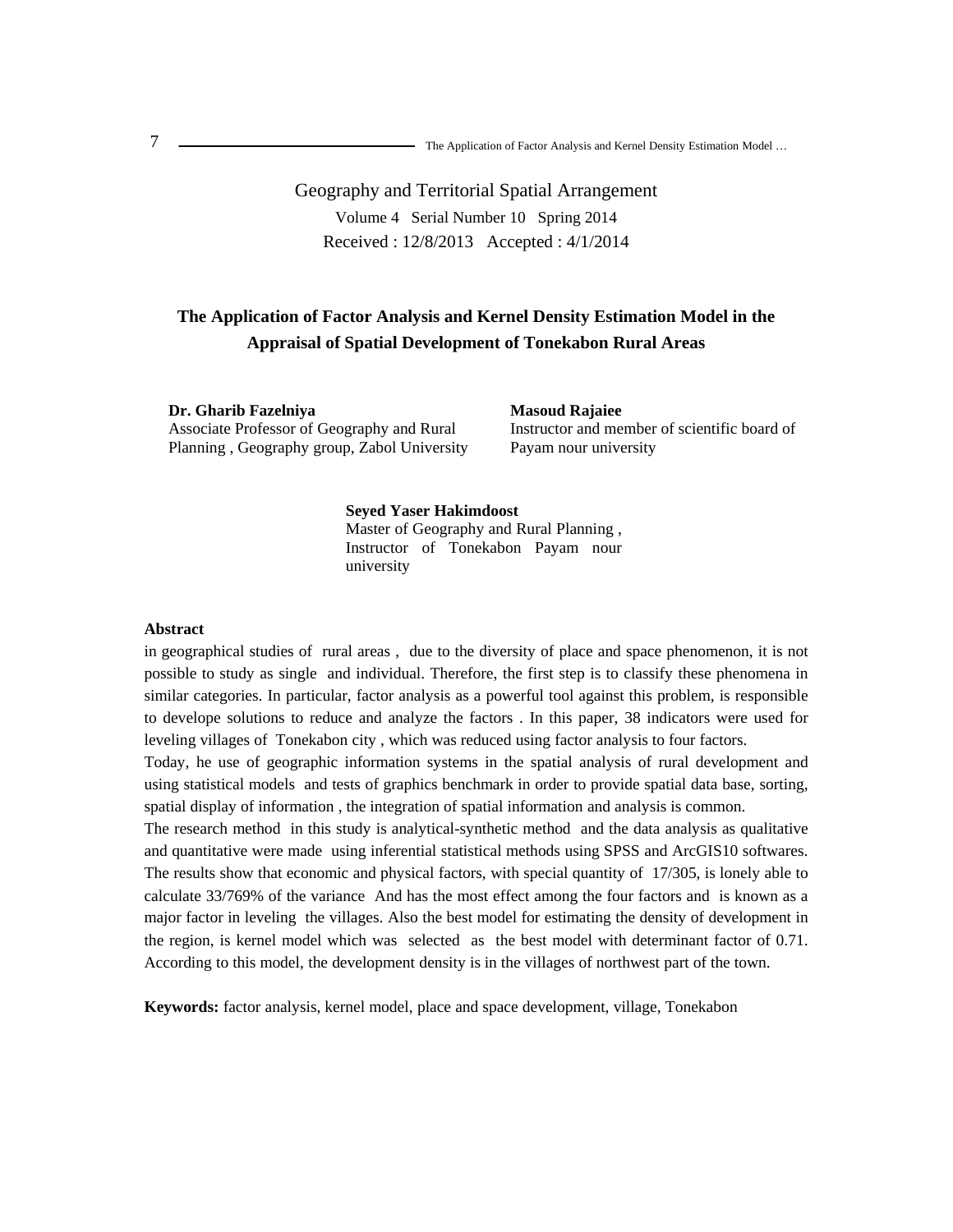Geography and Territorial Spatial Arrangement

Volume 4 Serial Number 10 Spring 2014

Received : 12/8/2013 Accepted : 4/1/2014

# The Application of Factor Analysis and Kernel Density Estimation Model in the Appraisal of Spatial Development of Tonekabon Rural Areas

**Dr. Gharib Fazelniya**
Associate Professor of Geography and Rural Planning , Geography group, Zabol University

**Masoud Rajaiee**
Instructor and member of scientific board of Payam nour university

**Seyed Yaser Hakimdoost**
Master of Geography and Rural Planning , Instructor of Tonekabon Payam nour university

## Abstract

in geographical studies of rural areas , due to the diversity of place and space phenomenon, it is not possible to study as single and individual. Therefore, the first step is to classify these phenomena in similar categories. In particular, factor analysis as a powerful tool against this problem, is responsible to develope solutions to reduce and analyze the factors . In this paper, 38 indicators were used for leveling villages of Tonekabon city , which was reduced using factor analysis to four factors.

Today, he use of geographic information systems in the spatial analysis of rural development and using statistical models and tests of graphics benchmark in order to provide spatial data base, sorting, spatial display of information , the integration of spatial information and analysis is common.

The research method in this study is analytical-synthetic method and the data analysis as qualitative and quantitative were made using inferential statistical methods using SPSS and ArcGIS10 softwares. The results show that economic and physical factors, with special quantity of 17/305, is lonely able to calculate 33/769% of the variance And has the most effect among the four factors and is known as a major factor in leveling the villages. Also the best model for estimating the density of development in the region, is kernel model which was selected as the best model with determinant factor of 0.71. According to this model, the development density is in the villages of northwest part of the town.

**Keywords:** factor analysis, kernel model, place and space development, village, Tonekabon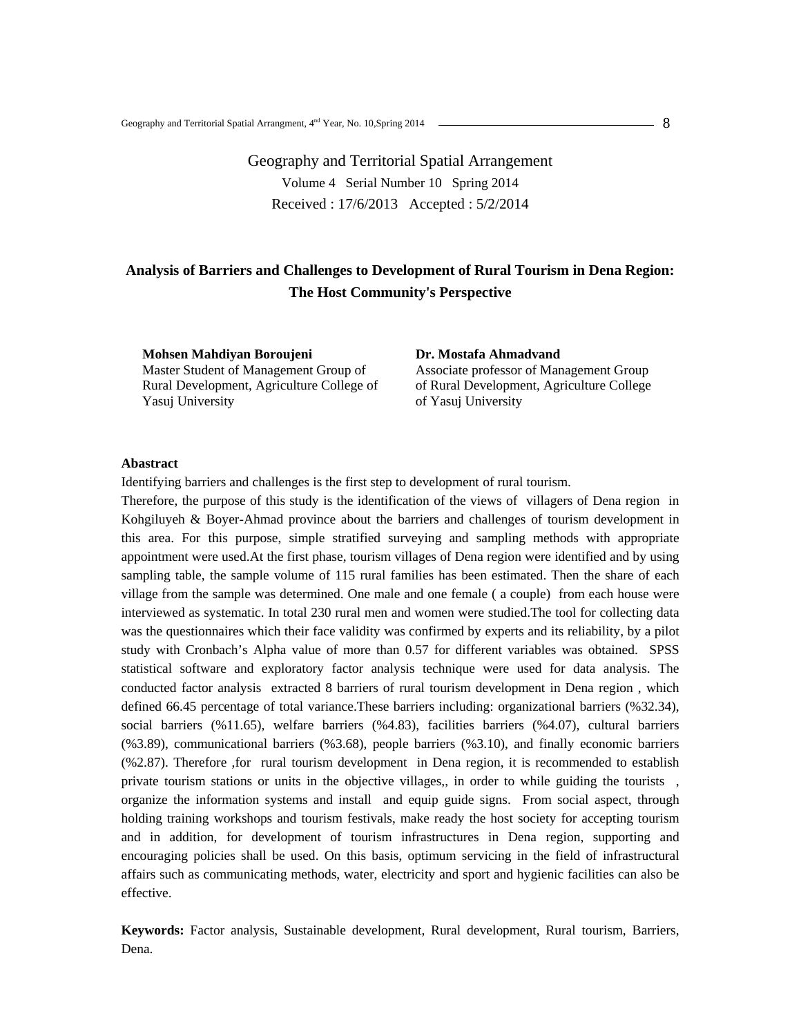Geography and Territorial Spatial Arrangement

Volume 4 Serial Number 10 Spring 2014

Received : 17/6/2013 Accepted : 5/2/2014

# Analysis of Barriers and Challenges to Development of Rural Tourism in Dena Region: The Host Community's Perspective

**Mohsen Mahdiyan Boroujeni**
Master Student of Management Group of Rural Development, Agriculture College of Yasuj University

**Dr. Mostafa Ahmadvand**
Associate professor of Management Group of Rural Development, Agriculture College of Yasuj University

**Abastract**

Identifying barriers and challenges is the first step to development of rural tourism.
Therefore, the purpose of this study is the identification of the views of villagers of Dena region in Kohgiluyeh & Boyer-Ahmad province about the barriers and challenges of tourism development in this area. For this purpose, simple stratified surveying and sampling methods with appropriate appointment were used.At the first phase, tourism villages of Dena region were identified and by using sampling table, the sample volume of 115 rural families has been estimated. Then the share of each village from the sample was determined. One male and one female ( a couple) from each house were interviewed as systematic. In total 230 rural men and women were studied.The tool for collecting data was the questionnaires which their face validity was confirmed by experts and its reliability, by a pilot study with Cronbach's Alpha value of more than 0.57 for different variables was obtained. SPSS statistical software and exploratory factor analysis technique were used for data analysis. The conducted factor analysis extracted 8 barriers of rural tourism development in Dena region , which defined 66.45 percentage of total variance.These barriers including: organizational barriers (%32.34), social barriers (%11.65), welfare barriers (%4.83), facilities barriers (%4.07), cultural barriers (%3.89), communicational barriers (%3.68), people barriers (%3.10), and finally economic barriers (%2.87). Therefore ,for rural tourism development in Dena region, it is recommended to establish private tourism stations or units in the objective villages,, in order to while guiding the tourists , organize the information systems and install and equip guide signs. From social aspect, through holding training workshops and tourism festivals, make ready the host society for accepting tourism and in addition, for development of tourism infrastructures in Dena region, supporting and encouraging policies shall be used. On this basis, optimum servicing in the field of infrastructural affairs such as communicating methods, water, electricity and sport and hygienic facilities can also be effective.

**Keywords:** Factor analysis, Sustainable development, Rural development, Rural tourism, Barriers, Dena.